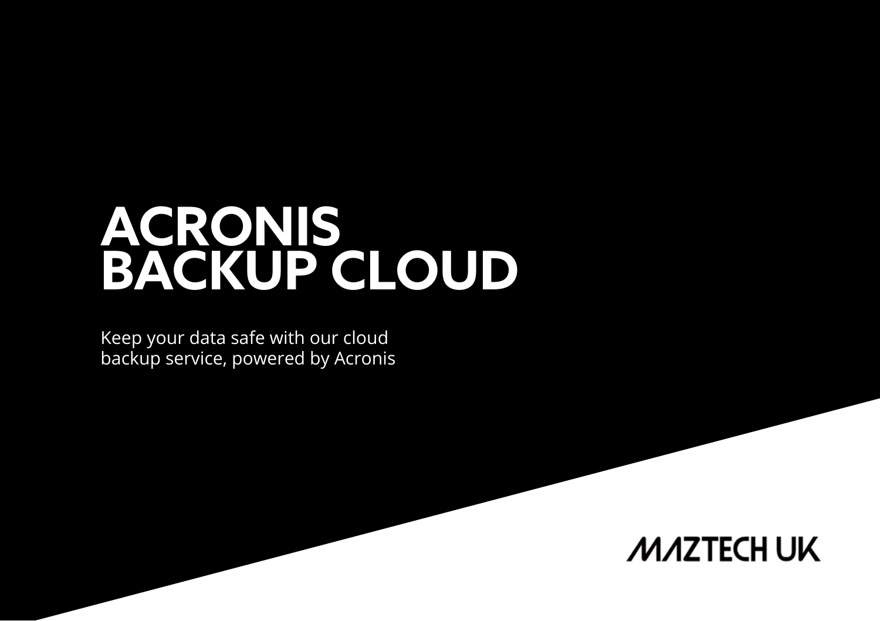# ACRONIS BACKUP CLOUD

Keep your data safe with our cloud backup service, powered by Acronis

MAZTECH UK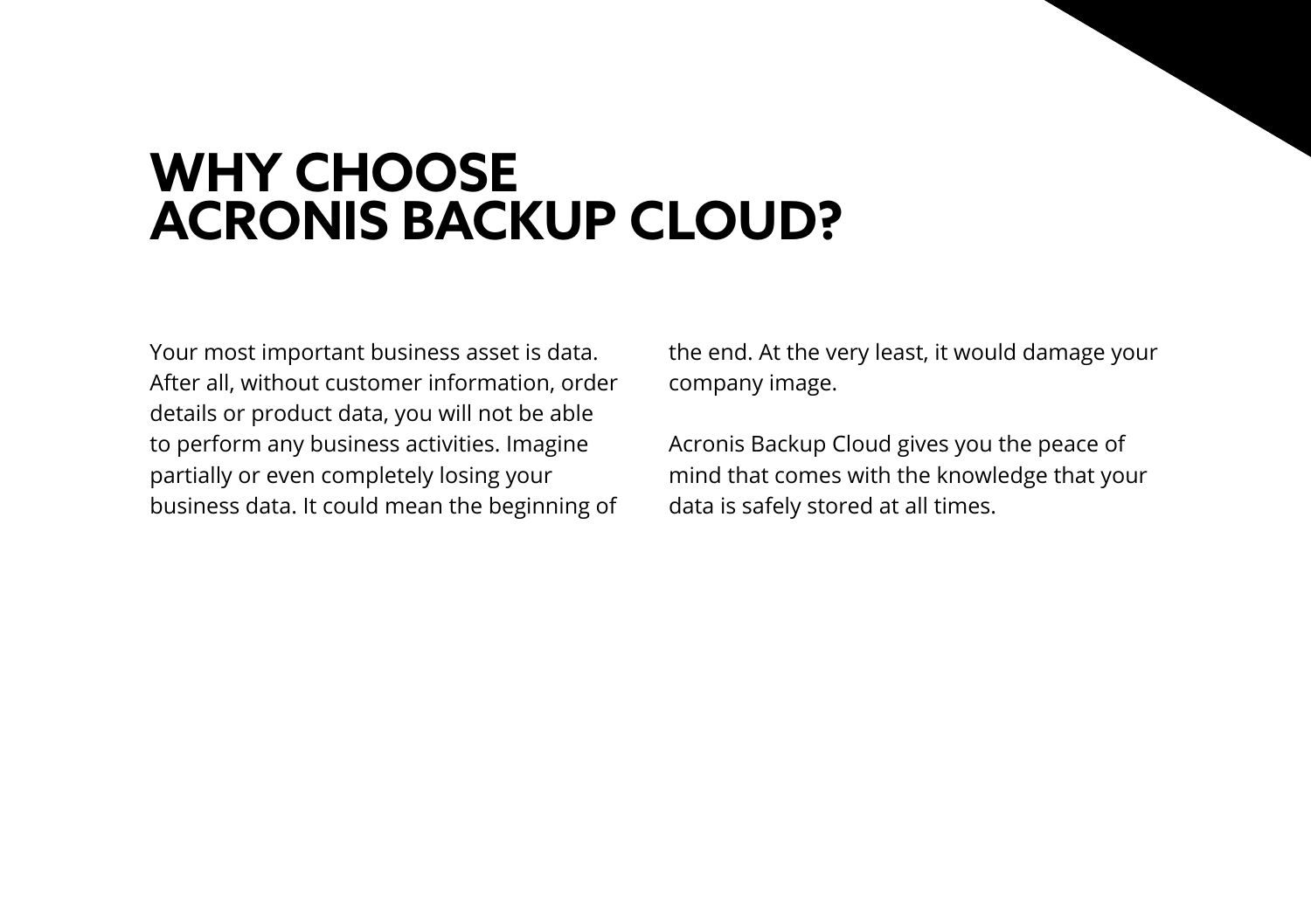# WHY CHOOSE ACRONIS BACKUP CLOUD?

Your most important business asset is data. After all, without customer information, order details or product data, you will not be able to perform any business activities. Imagine partially or even completely losing your business data. It could mean the beginning of the end. At the very least, it would damage your company image.

Acronis Backup Cloud gives you the peace of mind that comes with the knowledge that your data is safely stored at all times.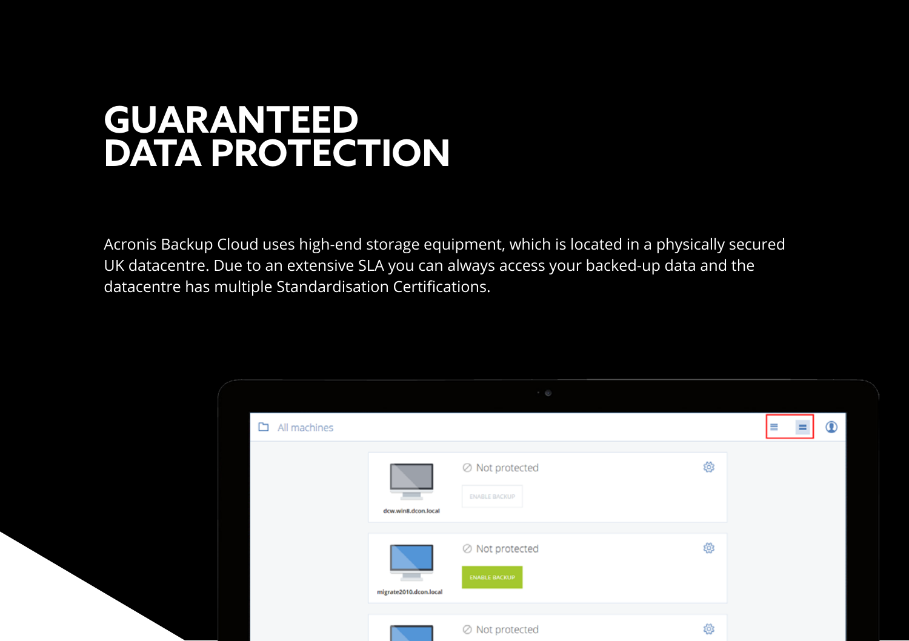# GUARANTEED DATA PROTECTION

Acronis Backup Cloud uses high-end storage equipment, which is located in a physically secured UK datacentre. Due to an extensive SLA you can always access your backed-up data and the datacentre has multiple Standardisation Certifications.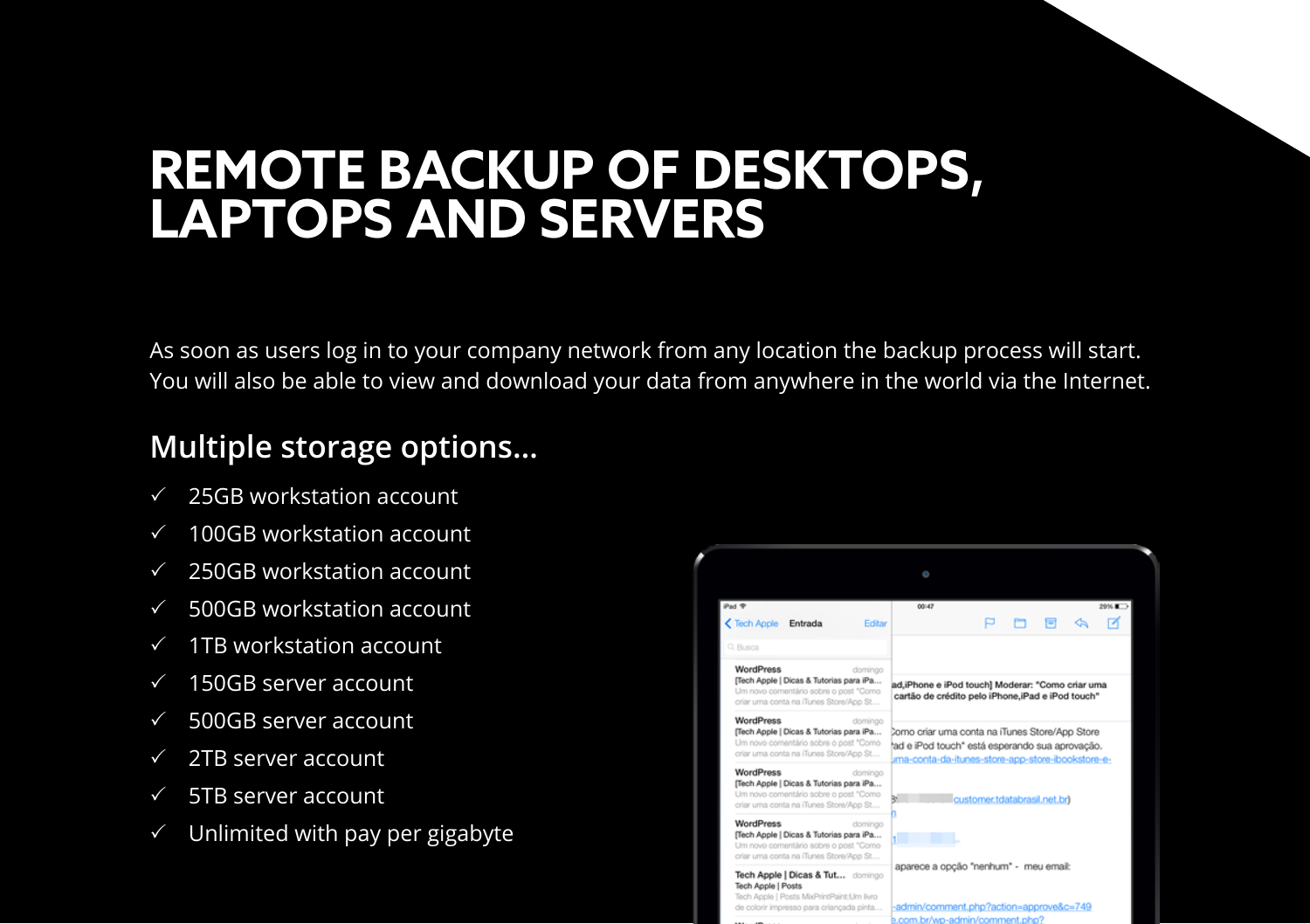# REMOTE BACKUP OF DESKTOPS, LAPTOPS AND SERVERS

As soon as users log in to your company network from any location the backup process will start. You will also be able to view and download your data from anywhere in the world via the Internet.

## Multiple storage options...

- ✓ 25GB workstation account
- ✓ 100GB workstation account
- ✓ 250GB workstation account
- ✓ 500GB workstation account
- ✓ 1TB workstation account
- ✓ 150GB server account
- ✓ 500GB server account
- ✓ 2TB server account
- ✓ 5TB server account
- ✓ Unlimited with pay per gigabyte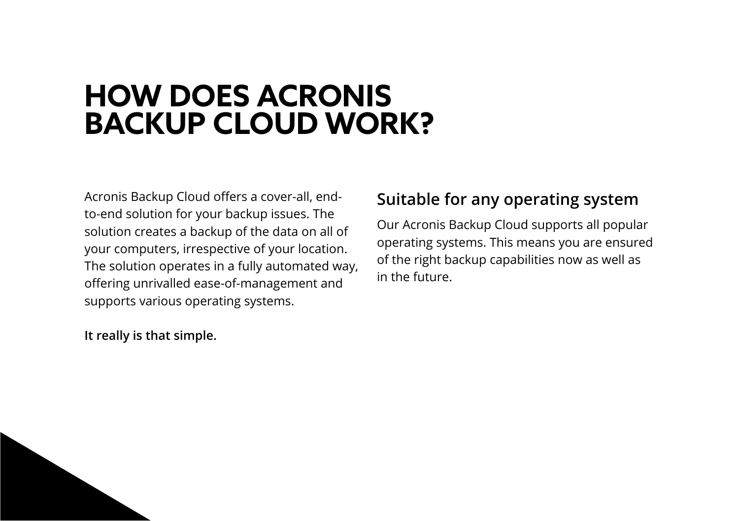# HOW DOES ACRONIS BACKUP CLOUD WORK?

Acronis Backup Cloud offers a cover-all, end-to-end solution for your backup issues. The solution creates a backup of the data on all of your computers, irrespective of your location. The solution operates in a fully automated way, offering unrivalled ease-of-management and supports various operating systems.

**It really is that simple.**

## Suitable for any operating system

Our Acronis Backup Cloud supports all popular operating systems. This means you are ensured of the right backup capabilities now as well as in the future.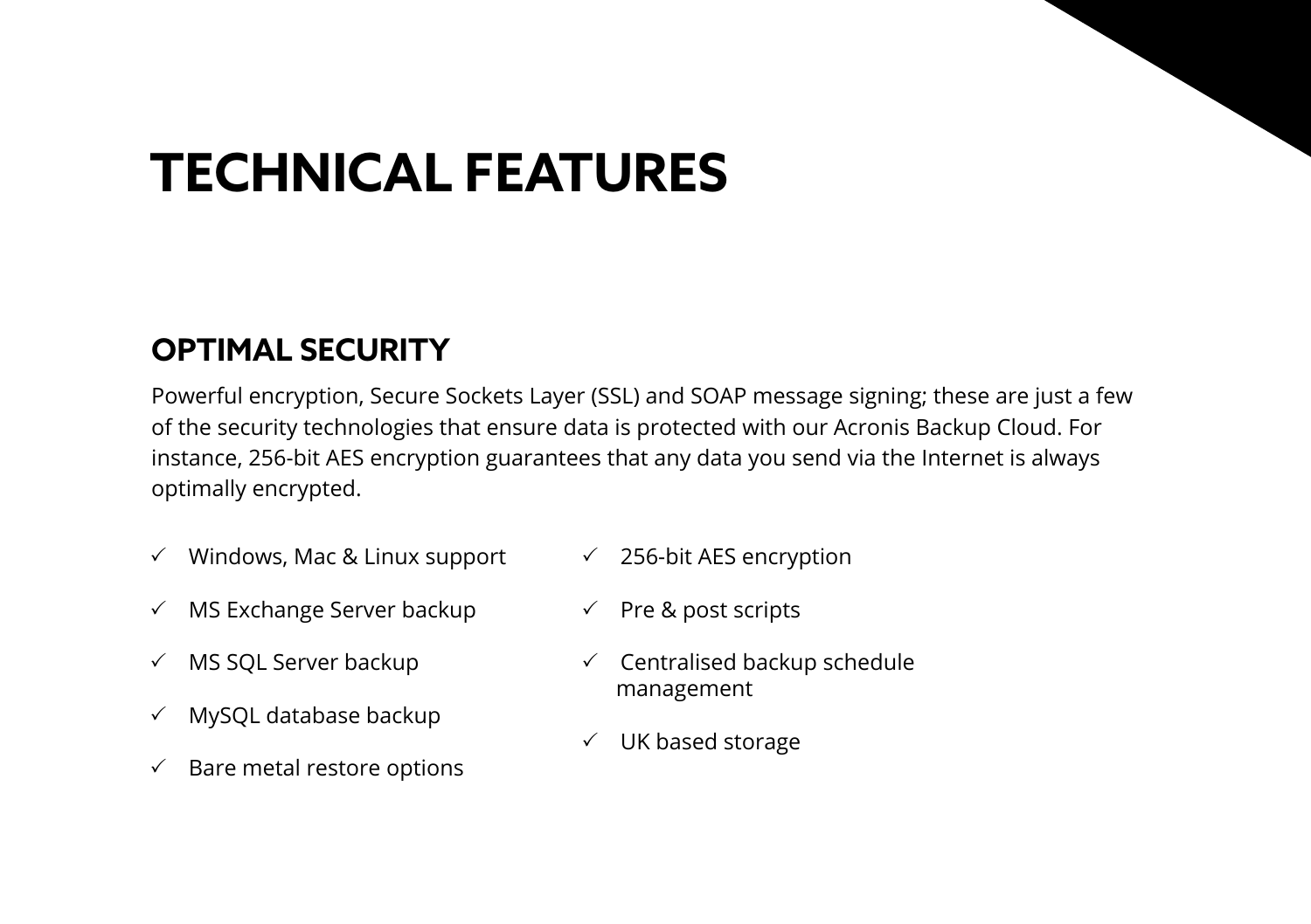# TECHNICAL FEATURES

## OPTIMAL SECURITY

Powerful encryption, Secure Sockets Layer (SSL) and SOAP message signing; these are just a few of the security technologies that ensure data is protected with our Acronis Backup Cloud. For instance, 256-bit AES encryption guarantees that any data you send via the Internet is always optimally encrypted.

- ✓ Windows, Mac & Linux support
- ✓ MS Exchange Server backup
- ✓ MS SQL Server backup
- ✓ MySQL database backup
- ✓ Bare metal restore options
- ✓ 256-bit AES encryption
- ✓ Pre & post scripts
- ✓ Centralised backup schedule management
- ✓ UK based storage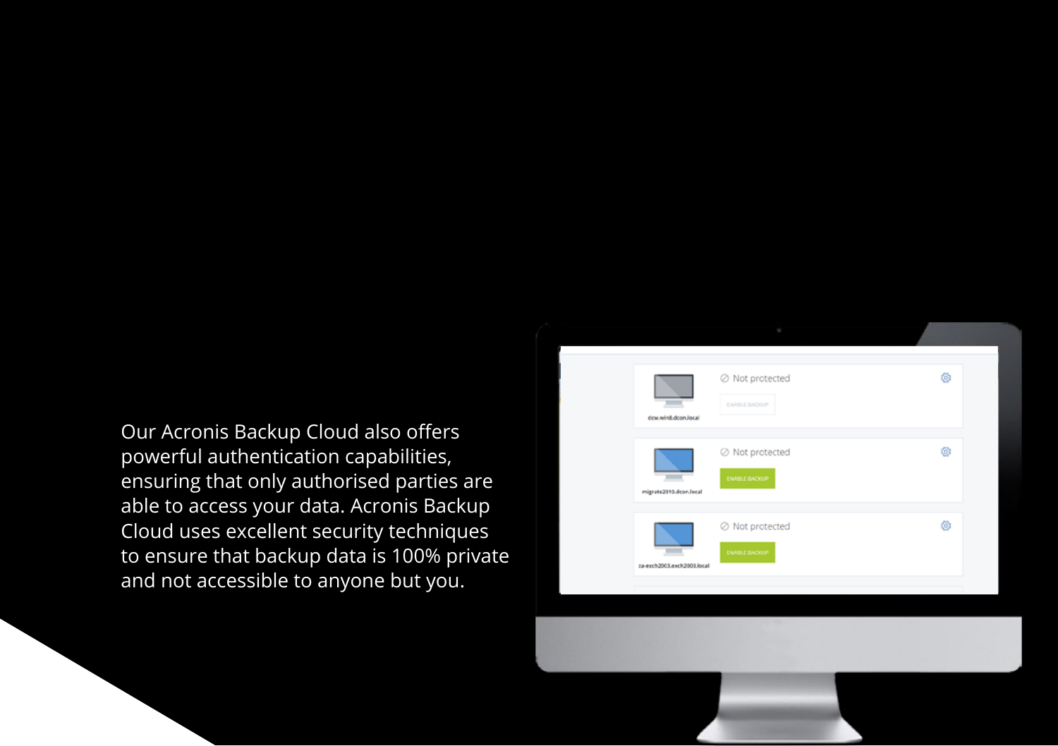Our Acronis Backup Cloud also offers powerful authentication capabilities, ensuring that only authorised parties are able to access your data. Acronis Backup Cloud uses excellent security techniques to ensure that backup data is 100% private and not accessible to anyone but you.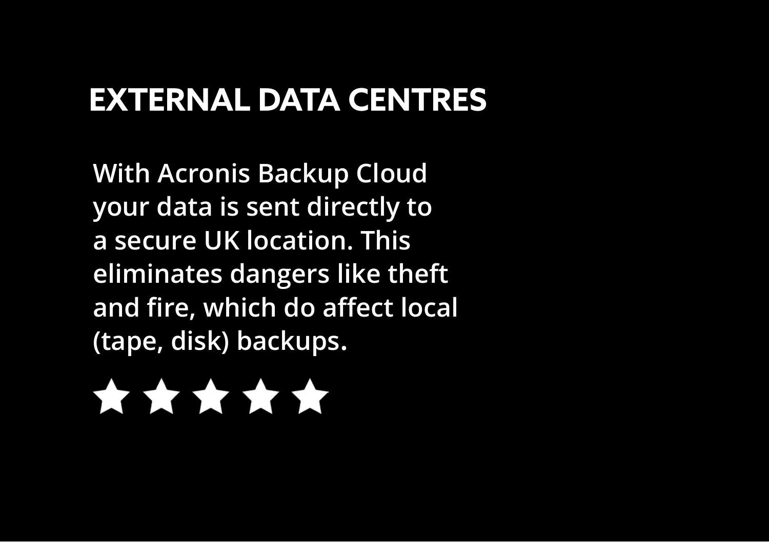## EXTERNAL DATA CENTRES

**With Acronis Backup Cloud your data is sent directly to a secure UK location. This eliminates dangers like theft and fire, which do affect local (tape, disk) backups.**

★ ★ ★ ★ ★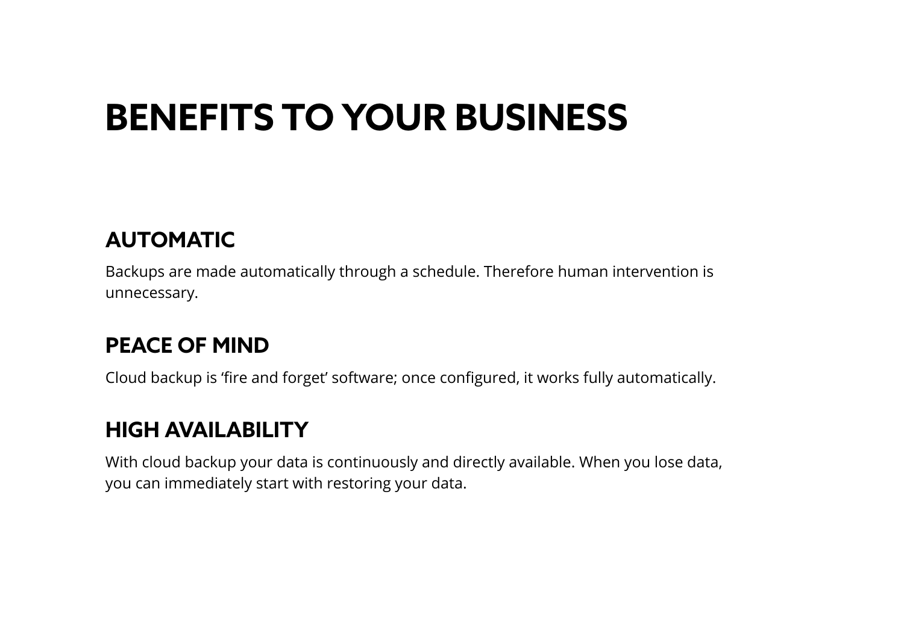# BENEFITS TO YOUR BUSINESS

## AUTOMATIC

Backups are made automatically through a schedule. Therefore human intervention is unnecessary.

## PEACE OF MIND

Cloud backup is ‘fire and forget’ software; once configured, it works fully automatically.

## HIGH AVAILABILITY

With cloud backup your data is continuously and directly available. When you lose data, you can immediately start with restoring your data.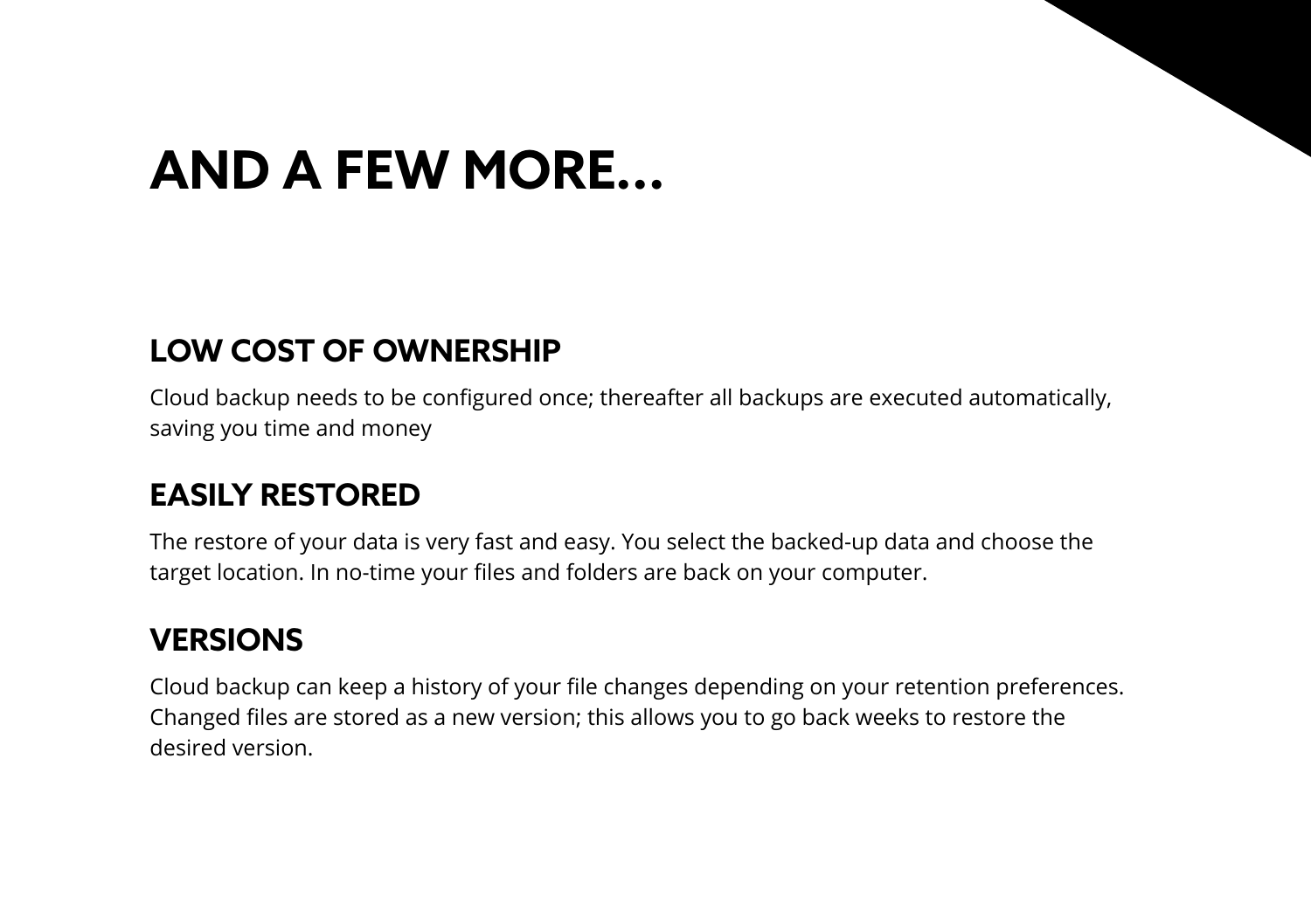# AND A FEW MORE...

## LOW COST OF OWNERSHIP

Cloud backup needs to be configured once; thereafter all backups are executed automatically, saving you time and money

## EASILY RESTORED

The restore of your data is very fast and easy. You select the backed-up data and choose the target location. In no-time your files and folders are back on your computer.

## VERSIONS

Cloud backup can keep a history of your file changes depending on your retention preferences. Changed files are stored as a new version; this allows you to go back weeks to restore the desired version.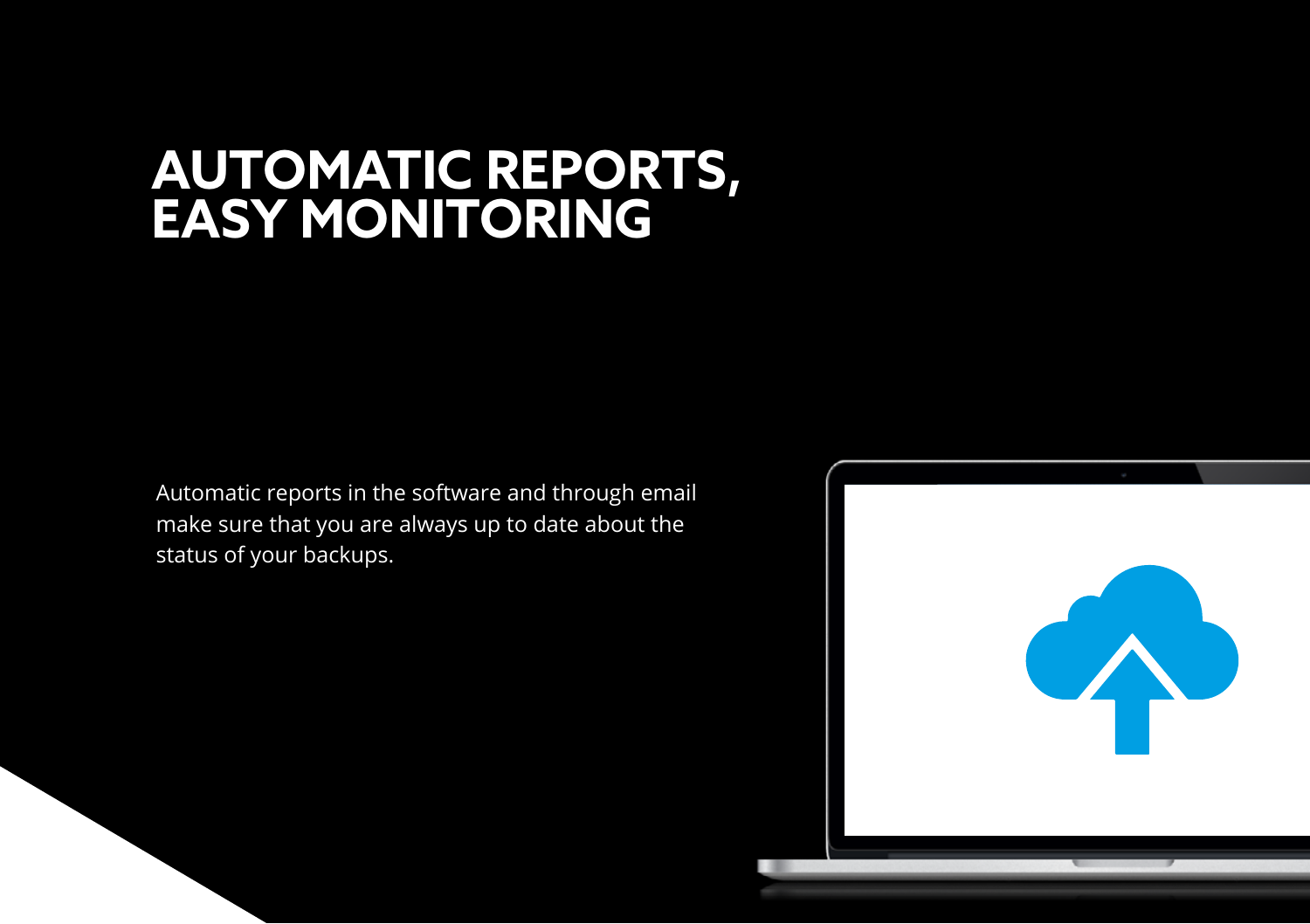# AUTOMATIC REPORTS, EASY MONITORING

Automatic reports in the software and through email make sure that you are always up to date about the status of your backups.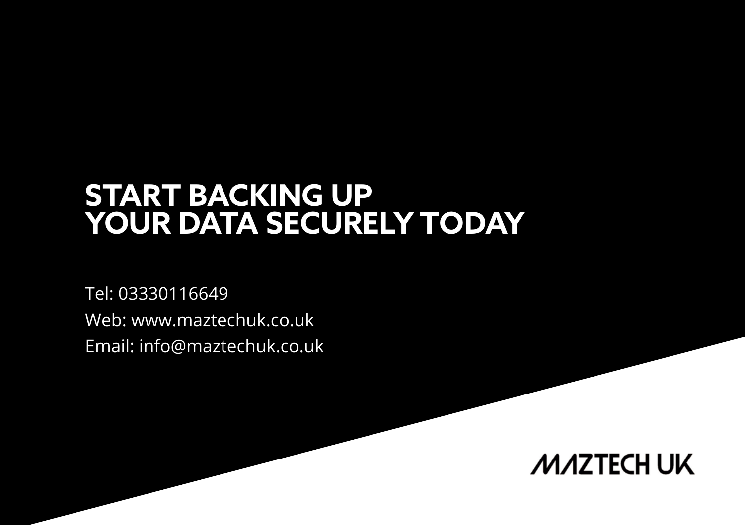# START BACKING UP YOUR DATA SECURELY TODAY

Tel: 03330116649

Web: www.maztechuk.co.uk

Email: info@maztechuk.co.uk

MAZTECH UK